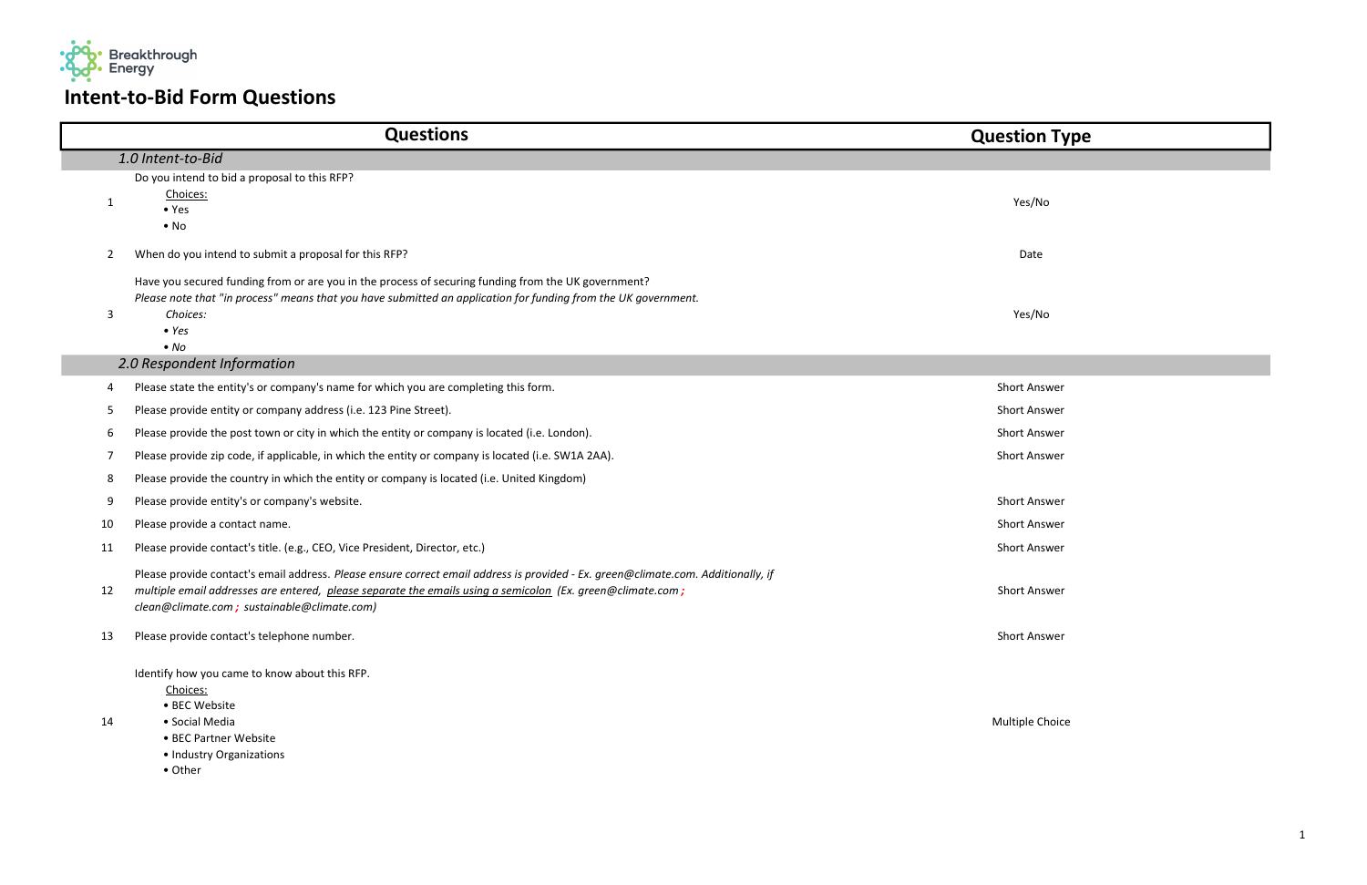Breakthrough Energy

# Intent-to-Bid Form Questions

| | Questions | Question Type |
|---|---|---|
| | *1.0 Intent-to-Bid* | |
| 1 | Do you intend to bid a proposal to this RFP?<br>Choices:<br>• Yes<br>• No | Yes/No |
| 2 | When do you intend to submit a proposal for this RFP? | Date |
| 3 | Have you secured funding from or are you in the process of securing funding from the UK government?<br>*Please note that "in process" means that you have submitted an application for funding from the UK government.*<br>*Choices:*<br>*• Yes*<br>*• No* | Yes/No |
| | *2.0 Respondent Information* | |
| 4 | Please state the entity's or company's name for which you are completing this form. | Short Answer |
| 5 | Please provide entity or company address (i.e. 123 Pine Street). | Short Answer |
| 6 | Please provide the post town or city in which the entity or company is located (i.e. London). | Short Answer |
| 7 | Please provide zip code, if applicable, in which the entity or company is located (i.e. SW1A 2AA). | Short Answer |
| 8 | Please provide the country in which the entity or company is located (i.e. United Kingdom) | |
| 9 | Please provide entity's or company's website. | Short Answer |
| 10 | Please provide a contact name. | Short Answer |
| 11 | Please provide contact's title. (e.g., CEO, Vice President, Director, etc.) | Short Answer |
| 12 | Please provide contact's email address. *Please ensure correct email address is provided - Ex. green@climate.com. Additionally, if multiple email addresses are entered, please separate the emails using a semicolon (Ex. green@climate.com ; clean@climate.com ; sustainable@climate.com)* | Short Answer |
| 13 | Please provide contact's telephone number. | Short Answer |
| 14 | Identify how you came to know about this RFP.<br>Choices:<br>• BEC Website<br>• Social Media<br>• BEC Partner Website<br>• Industry Organizations<br>• Other | Multiple Choice |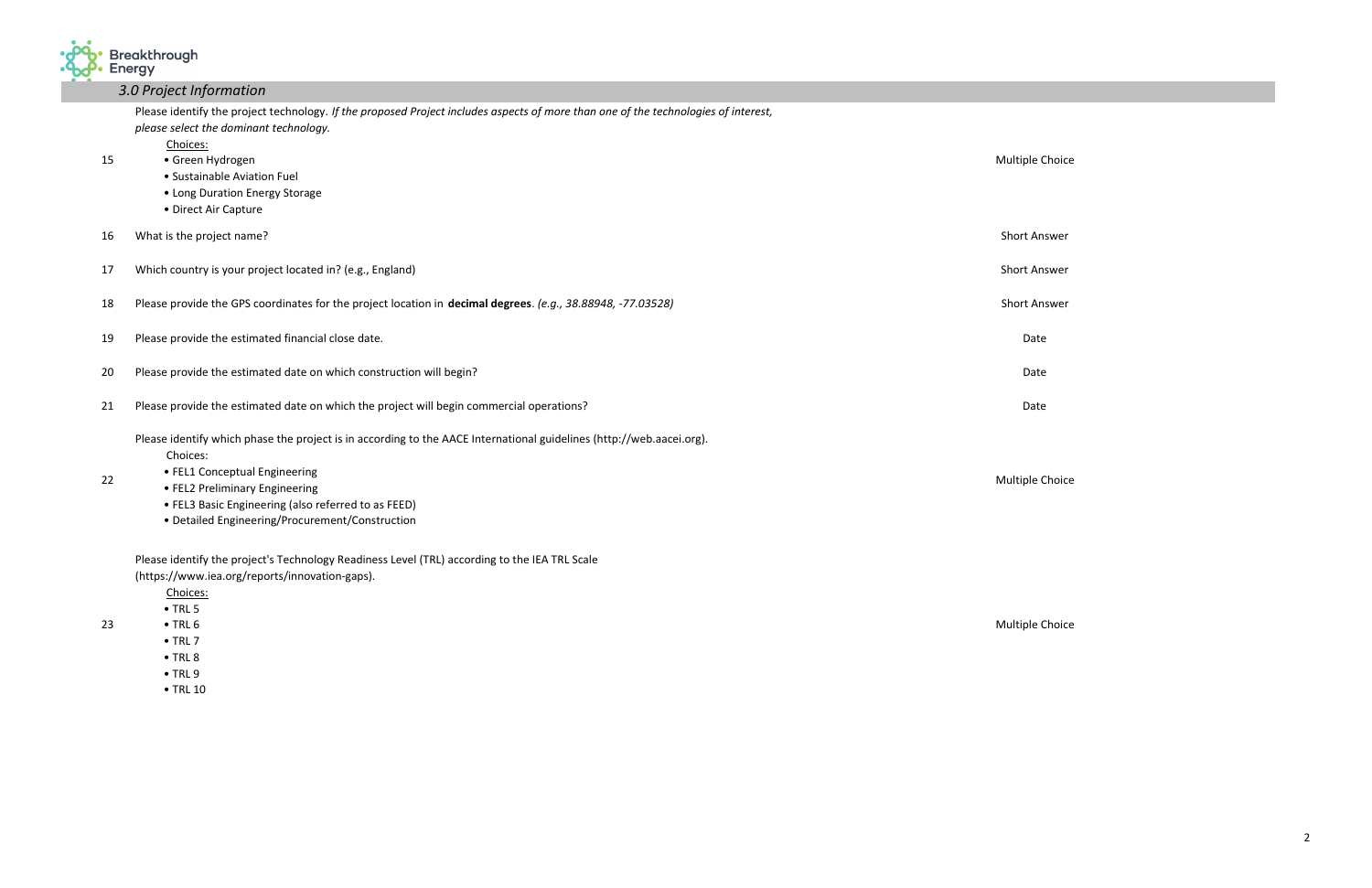## 3.0 Project Information

| # | Question | Type |
|---|---|---|
| 15 | Please identify the project technology. *If the proposed Project includes aspects of more than one of the technologies of interest, please select the dominant technology.*<br>Choices:<br>• Green Hydrogen<br>• Sustainable Aviation Fuel<br>• Long Duration Energy Storage<br>• Direct Air Capture | Multiple Choice |
| 16 | What is the project name? | Short Answer |
| 17 | Which country is your project located in? (e.g., England) | Short Answer |
| 18 | Please provide the GPS coordinates for the project location in **decimal degrees**. *(e.g., 38.88948, -77.03528)* | Short Answer |
| 19 | Please provide the estimated financial close date. | Date |
| 20 | Please provide the estimated date on which construction will begin? | Date |
| 21 | Please provide the estimated date on which the project will begin commercial operations? | Date |
| 22 | Please identify which phase the project is in according to the AACE International guidelines (http://web.aacei.org).<br>Choices:<br>• FEL1 Conceptual Engineering<br>• FEL2 Preliminary Engineering<br>• FEL3 Basic Engineering (also referred to as FEED)<br>• Detailed Engineering/Procurement/Construction | Multiple Choice |
| 23 | Please identify the project's Technology Readiness Level (TRL) according to the IEA TRL Scale (https://www.iea.org/reports/innovation-gaps).<br>Choices:<br>• TRL 5<br>• TRL 6<br>• TRL 7<br>• TRL 8<br>• TRL 9<br>• TRL 10 | Multiple Choice |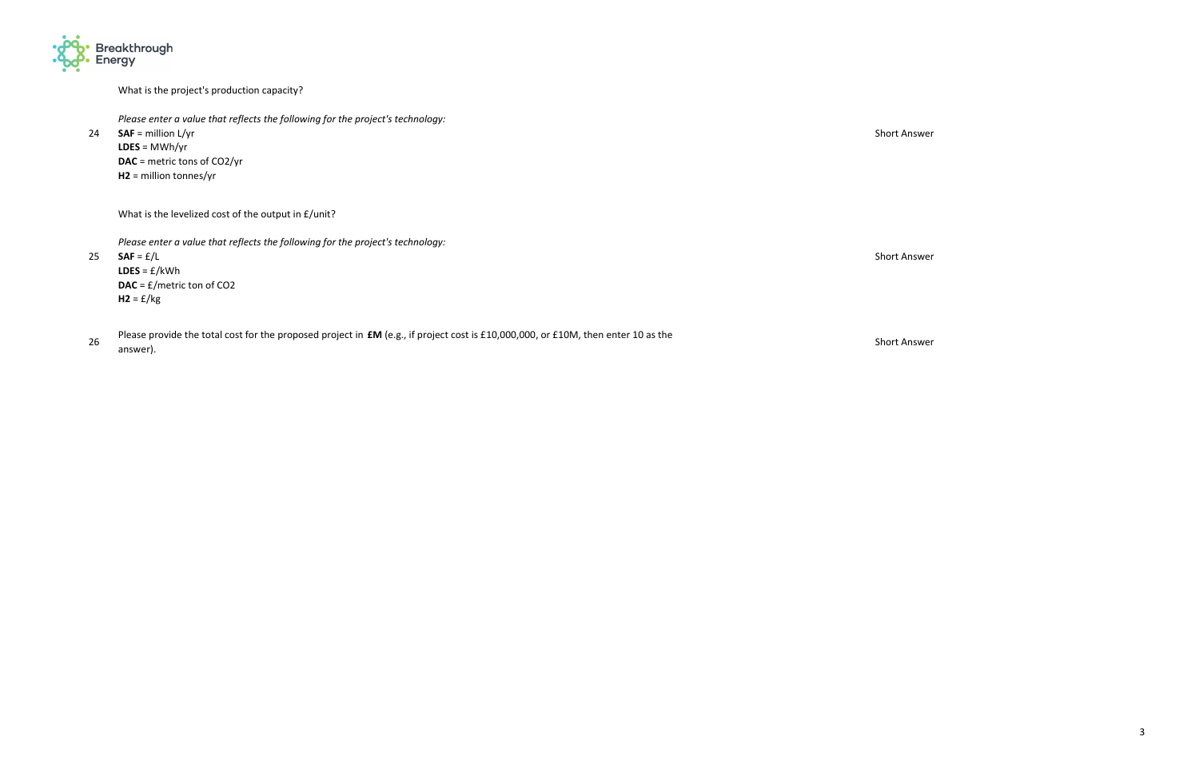| | | |
|---|---|---|
| 24 | What is the project's production capacity?<br><br>*Please enter a value that reflects the following for the project's technology:*<br>**SAF** = million L/yr<br>**LDES** = MWh/yr<br>**DAC** = metric tons of CO2/yr<br>**H2** = million tonnes/yr | Short Answer |
| 25 | What is the levelized cost of the output in £/unit?<br><br>*Please enter a value that reflects the following for the project's technology:*<br>**SAF** = £/L<br>**LDES** = £/kWh<br>**DAC** = £/metric ton of CO2<br>**H2** = £/kg | Short Answer |
| 26 | Please provide the total cost for the proposed project in **£M** (e.g., if project cost is £10,000,000, or £10M, then enter 10 as the answer). | Short Answer |